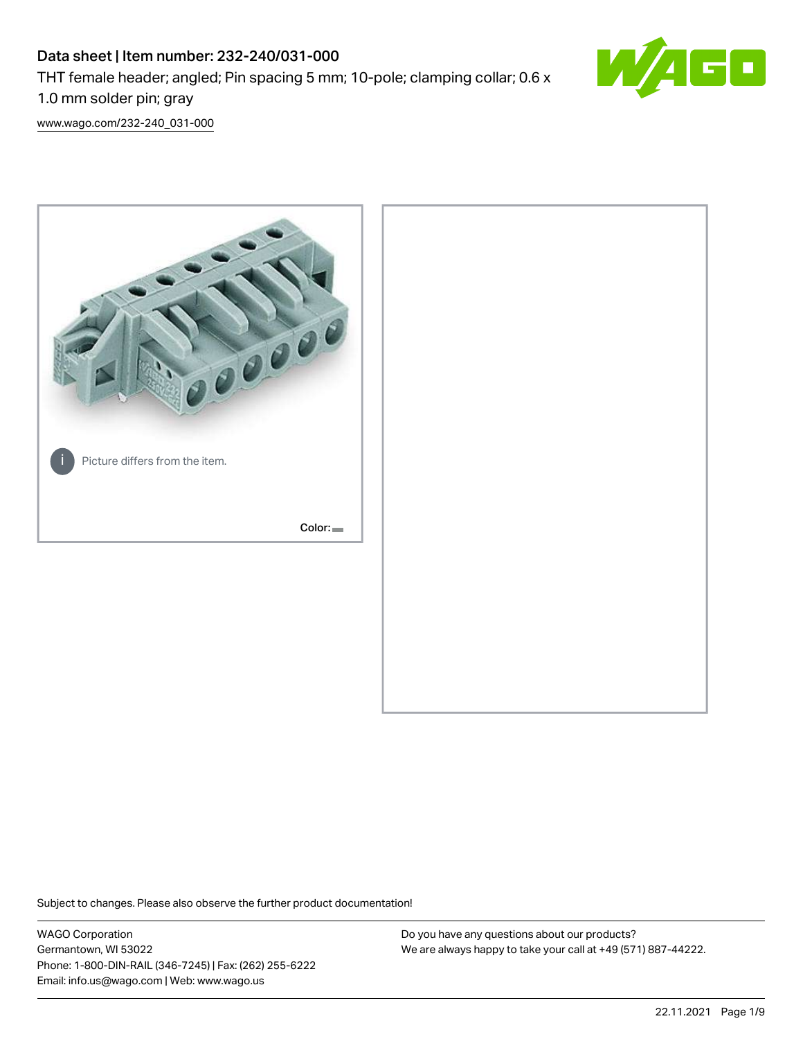# Data sheet | Item number: 232-240/031-000

THT female header; angled; Pin spacing 5 mm; 10-pole; clamping collar; 0.6 x 1.0 mm solder pin; gray

www.wago.com/232-240_031-000

Picture differs from the item.

Color:

Subject to changes. Please also observe the further product documentation!

WAGO Corporation
Germantown, WI 53022
Phone: 1-800-DIN-RAIL (346-7245) | Fax: (262) 255-6222
Email: info.us@wago.com | Web: www.wago.us

Do you have any questions about our products?
We are always happy to take your call at +49 (571) 887-44222.

22.11.2021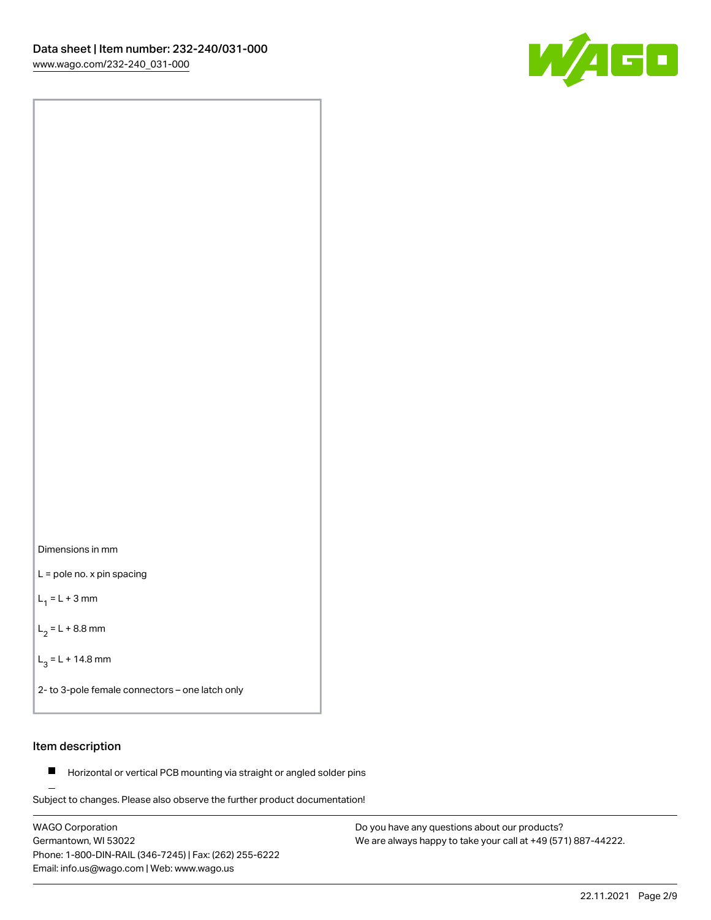Dimensions in mm

L = pole no. x pin spacing

$L_1$ = L + 3 mm

$L_2$ = L + 8.8 mm

$L_3$ = L + 14.8 mm

2- to 3-pole female connectors – one latch only

## Item description

- Horizontal or vertical PCB mounting via straight or angled solder pins

Subject to changes. Please also observe the further product documentation!

WAGO Corporation
Germantown, WI 53022
Phone: 1-800-DIN-RAIL (346-7245) | Fax: (262) 255-6222
Email: info.us@wago.com | Web: www.wago.us

Do you have any questions about our products?
We are always happy to take your call at +49 (571) 887-44222.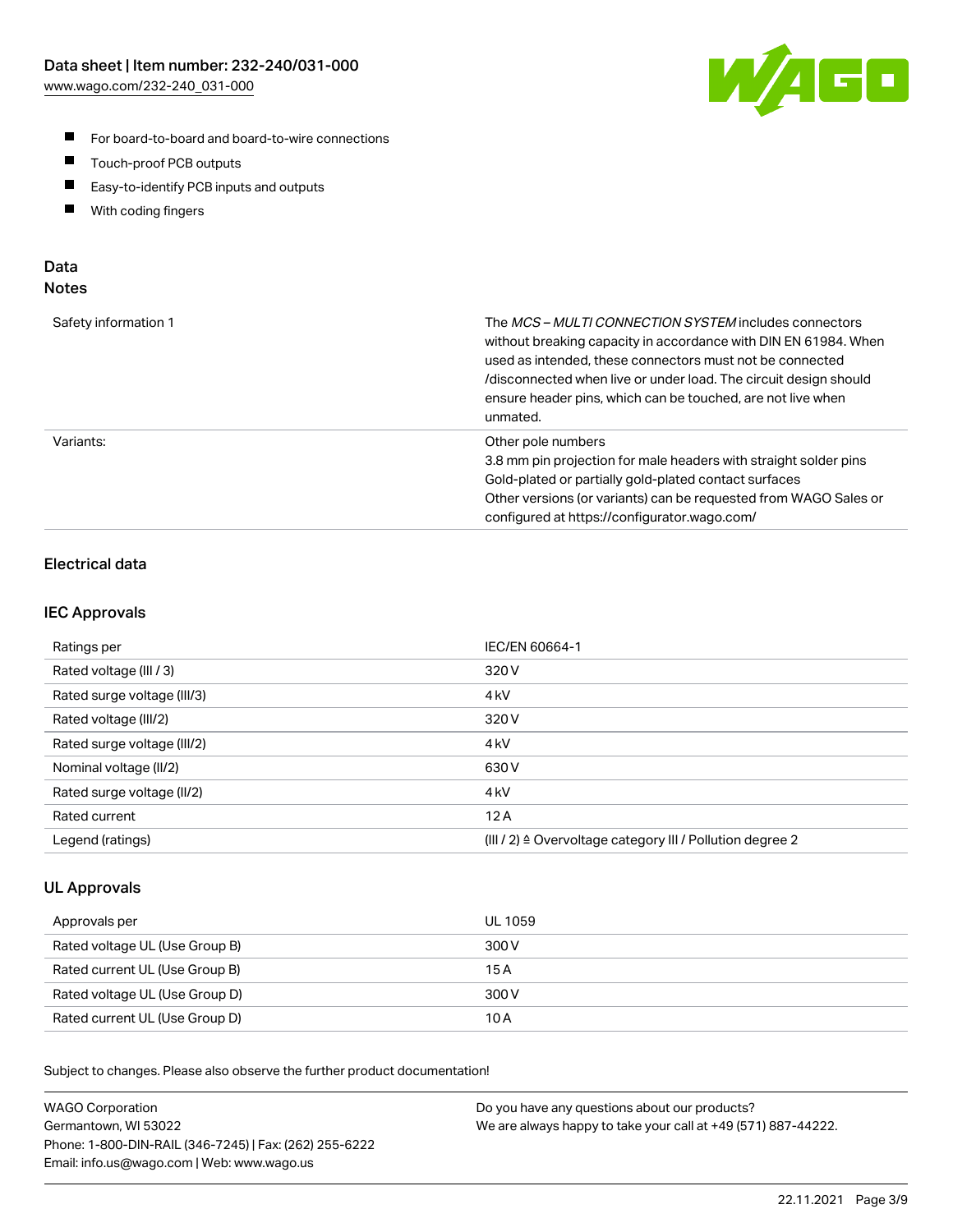- For board-to-board and board-to-wire connections
- Touch-proof PCB outputs
- Easy-to-identify PCB inputs and outputs
- With coding fingers

## Data
### Notes

| | |
|---|---|
| Safety information 1 | The *MCS – MULTI CONNECTION SYSTEM* includes connectors without breaking capacity in accordance with DIN EN 61984. When used as intended, these connectors must not be connected /disconnected when live or under load. The circuit design should ensure header pins, which can be touched, are not live when unmated. |
| Variants: | Other pole numbers<br>3.8 mm pin projection for male headers with straight solder pins<br>Gold-plated or partially gold-plated contact surfaces<br>Other versions (or variants) can be requested from WAGO Sales or configured at https://configurator.wago.com/ |

### Electrical data

### IEC Approvals

| | |
|---|---|
| Ratings per | IEC/EN 60664-1 |
| Rated voltage (III / 3) | 320 V |
| Rated surge voltage (III/3) | 4 kV |
| Rated voltage (III/2) | 320 V |
| Rated surge voltage (III/2) | 4 kV |
| Nominal voltage (II/2) | 630 V |
| Rated surge voltage (II/2) | 4 kV |
| Rated current | 12 A |
| Legend (ratings) | (III / 2) ≙ Overvoltage category III / Pollution degree 2 |

### UL Approvals

| | |
|---|---|
| Approvals per | UL 1059 |
| Rated voltage UL (Use Group B) | 300 V |
| Rated current UL (Use Group B) | 15 A |
| Rated voltage UL (Use Group D) | 300 V |
| Rated current UL (Use Group D) | 10 A |

Subject to changes. Please also observe the further product documentation!

WAGO Corporation
Germantown, WI 53022
Phone: 1-800-DIN-RAIL (346-7245) | Fax: (262) 255-6222
Email: info.us@wago.com | Web: www.wago.us

Do you have any questions about our products?
We are always happy to take your call at +49 (571) 887-44222.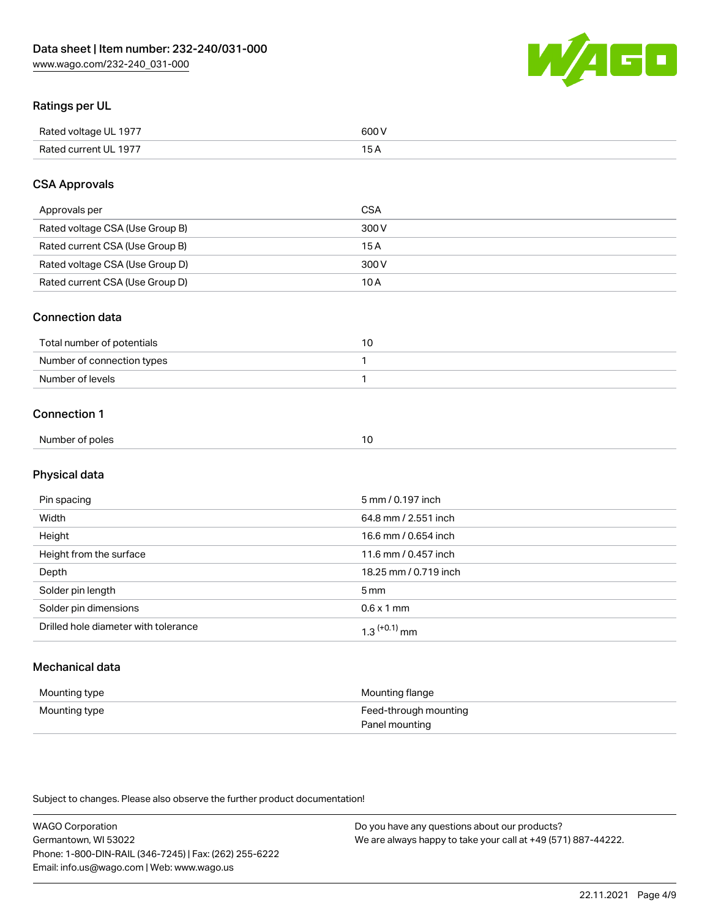## Ratings per UL

| | |
|---|---|
| Rated voltage UL 1977 | 600 V |
| Rated current UL 1977 | 15 A |

## CSA Approvals

| | |
|---|---|
| Approvals per | CSA |
| Rated voltage CSA (Use Group B) | 300 V |
| Rated current CSA (Use Group B) | 15 A |
| Rated voltage CSA (Use Group D) | 300 V |
| Rated current CSA (Use Group D) | 10 A |

## Connection data

| | |
|---|---|
| Total number of potentials | 10 |
| Number of connection types | 1 |
| Number of levels | 1 |

## Connection 1

| | |
|---|---|
| Number of poles | 10 |

## Physical data

| | |
|---|---|
| Pin spacing | 5 mm / 0.197 inch |
| Width | 64.8 mm / 2.551 inch |
| Height | 16.6 mm / 0.654 inch |
| Height from the surface | 11.6 mm / 0.457 inch |
| Depth | 18.25 mm / 0.719 inch |
| Solder pin length | 5 mm |
| Solder pin dimensions | 0.6 x 1 mm |
| Drilled hole diameter with tolerance | $1.3^{(+0.1)}$ mm |

## Mechanical data

| | |
|---|---|
| Mounting type | Mounting flange |
| Mounting type | Feed-through mounting<br>Panel mounting |

Subject to changes. Please also observe the further product documentation!

WAGO Corporation
Germantown, WI 53022
Phone: 1-800-DIN-RAIL (346-7245) | Fax: (262) 255-6222
Email: info.us@wago.com | Web: www.wago.us

Do you have any questions about our products?
We are always happy to take your call at +49 (571) 887-44222.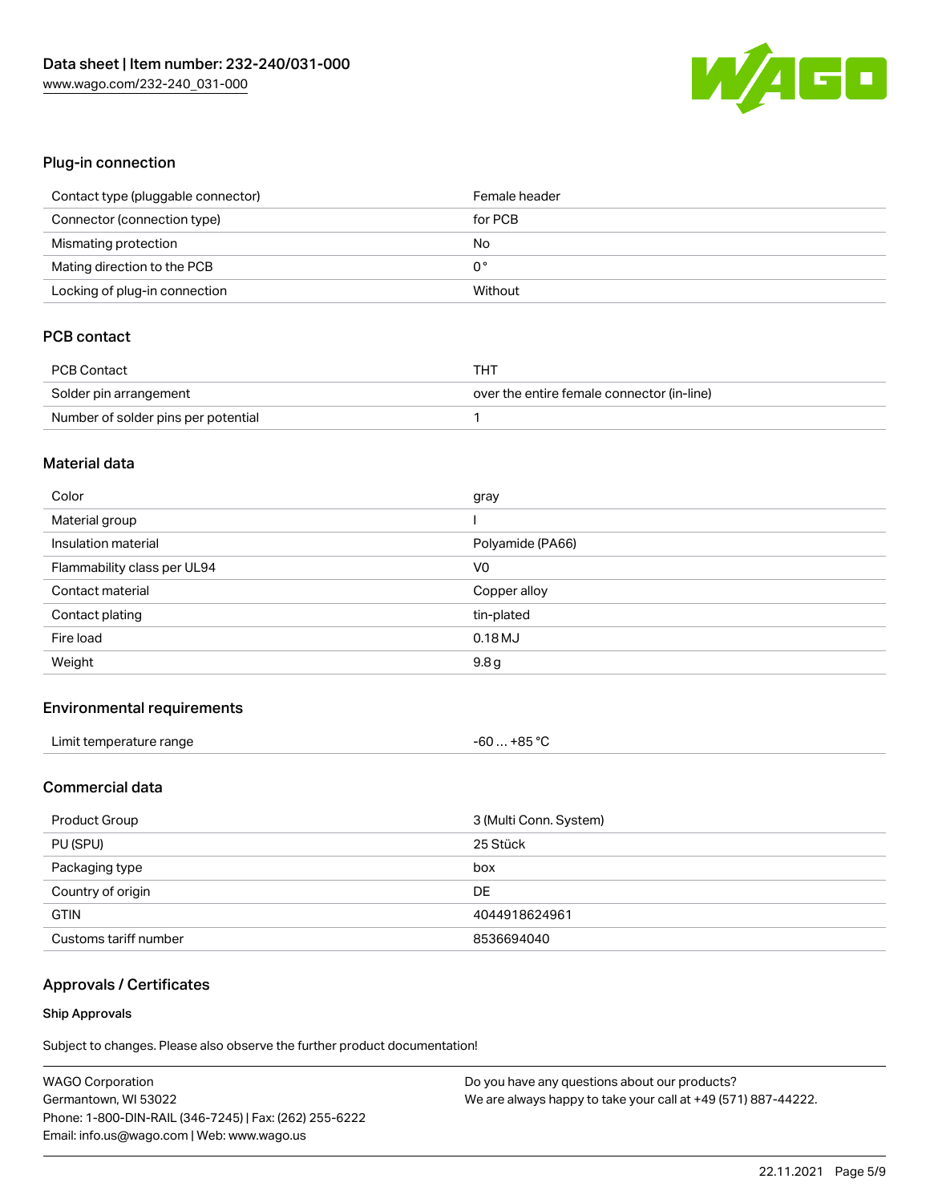## Plug-in connection

| | |
|---|---|
| Contact type (pluggable connector) | Female header |
| Connector (connection type) | for PCB |
| Mismating protection | No |
| Mating direction to the PCB | 0° |
| Locking of plug-in connection | Without |

## PCB contact

| | |
|---|---|
| PCB Contact | THT |
| Solder pin arrangement | over the entire female connector (in-line) |
| Number of solder pins per potential | 1 |

## Material data

| | |
|---|---|
| Color | gray |
| Material group | I |
| Insulation material | Polyamide (PA66) |
| Flammability class per UL94 | V0 |
| Contact material | Copper alloy |
| Contact plating | tin-plated |
| Fire load | 0.18 MJ |
| Weight | 9.8 g |

## Environmental requirements

| | |
|---|---|
| Limit temperature range | -60 … +85 °C |

## Commercial data

| | |
|---|---|
| Product Group | 3 (Multi Conn. System) |
| PU (SPU) | 25 Stück |
| Packaging type | box |
| Country of origin | DE |
| GTIN | 4044918624961 |
| Customs tariff number | 8536694040 |

## Approvals / Certificates

### Ship Approvals

Subject to changes. Please also observe the further product documentation!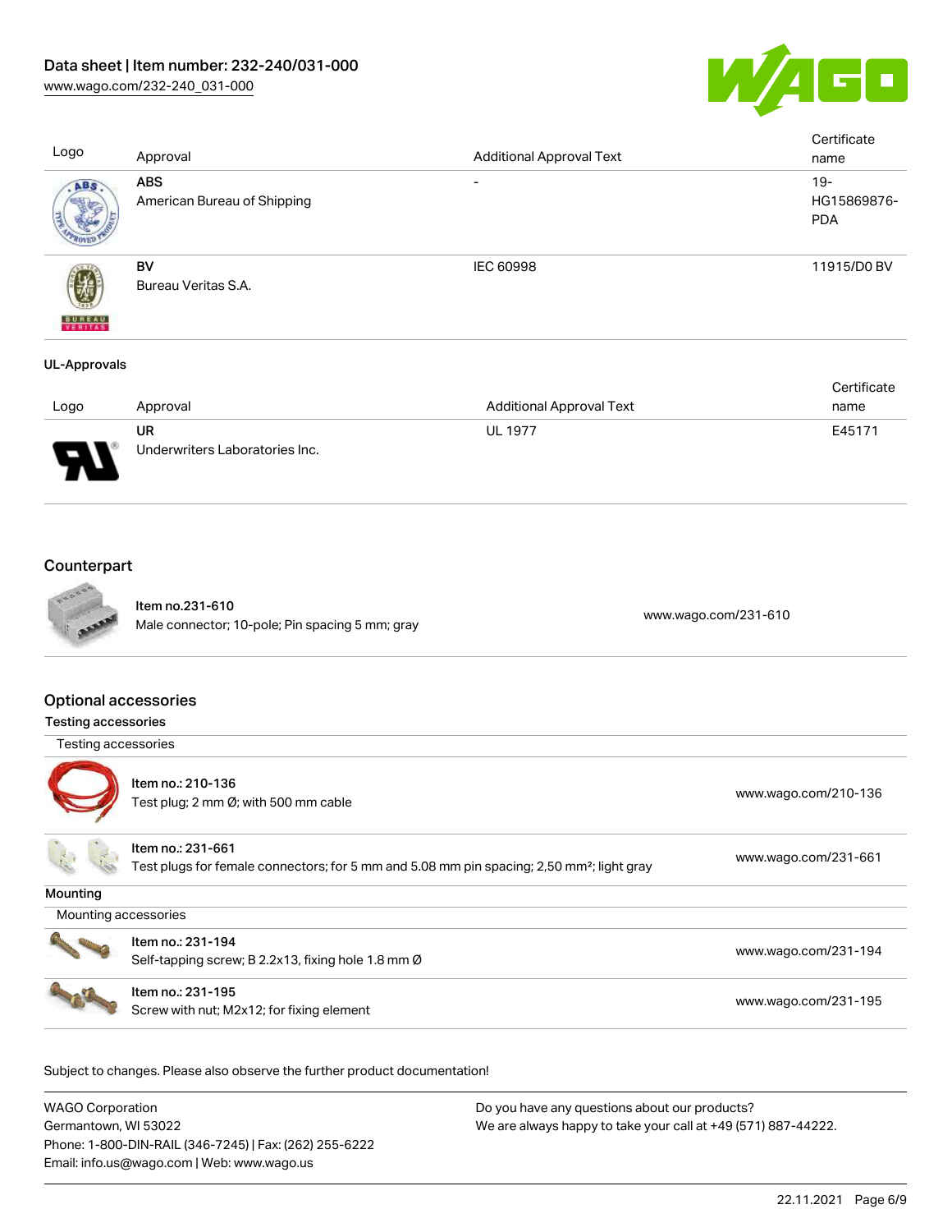| Logo | Approval | Additional Approval Text | Certificate name |
|---|---|---|---|
| | **ABS** American Bureau of Shipping | - | 19-HG15869876-PDA |
| | **BV** Bureau Veritas S.A. | IEC 60998 | 11915/D0 BV |

**UL-Approvals**

| Logo | Approval | Additional Approval Text | Certificate name |
|---|---|---|---|
| | **UR** Underwriters Laboratories Inc. | UL 1977 | E45171 |

## Counterpart

| | | |
|---|---|---|
| | **Item no.231-610** Male connector; 10-pole; Pin spacing 5 mm; gray | www.wago.com/231-610 |

## Optional accessories

**Testing accessories**

| Testing accessories | | |
|---|---|---|
| | **Item no.: 210-136** Test plug; 2 mm Ø; with 500 mm cable | www.wago.com/210-136 |
| | **Item no.: 231-661** Test plugs for female connectors; for 5 mm and 5.08 mm pin spacing; 2,50 mm²; light gray | www.wago.com/231-661 |

**Mounting**

| Mounting accessories | | |
|---|---|---|
| | **Item no.: 231-194** Self-tapping screw; B 2.2x13, fixing hole 1.8 mm Ø | www.wago.com/231-194 |
| | **Item no.: 231-195** Screw with nut; M2x12; for fixing element | www.wago.com/231-195 |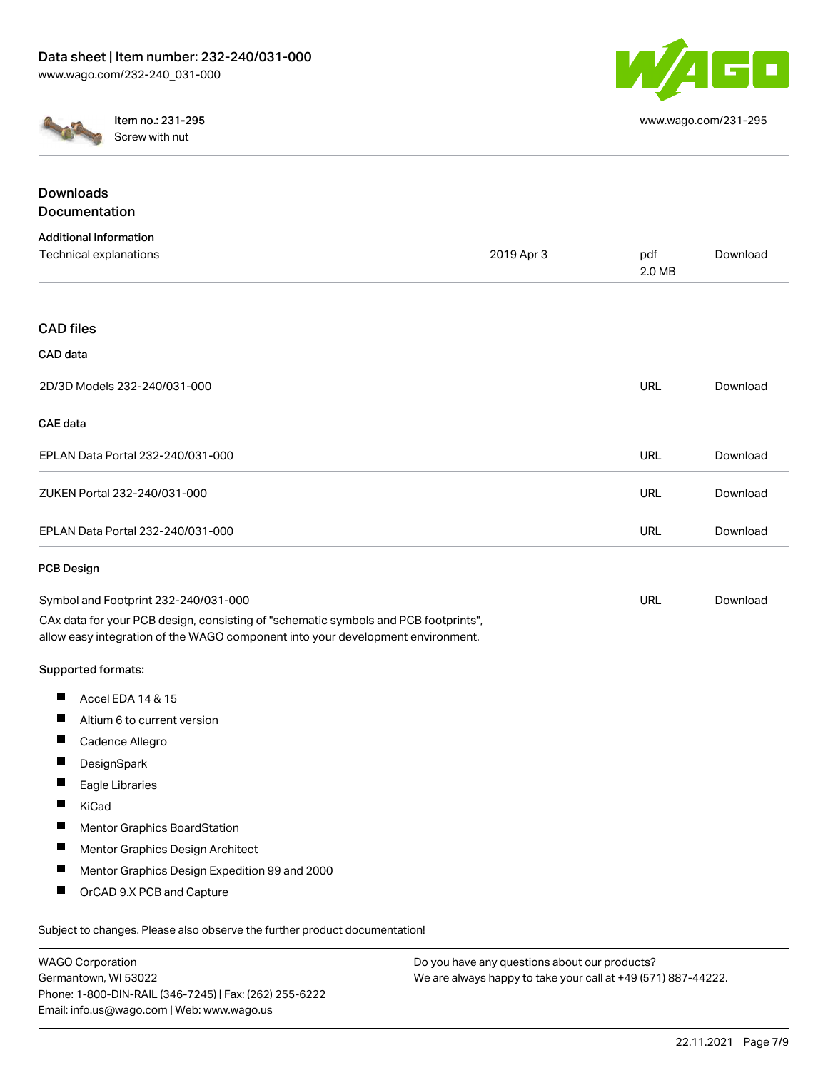Item no.: 231-295
Screw with nut

www.wago.com/231-295

## Downloads
## Documentation

### Additional Information

| | | | |
|---|---|---|---|
| Technical explanations | 2019 Apr 3 | pdf 2.0 MB | Download |

## CAD files

### CAD data

| | | |
|---|---|---|
| 2D/3D Models 232-240/031-000 | URL | Download |

### CAE data

| | | |
|---|---|---|
| EPLAN Data Portal 232-240/031-000 | URL | Download |
| ZUKEN Portal 232-240/031-000 | URL | Download |
| EPLAN Data Portal 232-240/031-000 | URL | Download |

### PCB Design

| | | |
|---|---|---|
| Symbol and Footprint 232-240/031-000 | URL | Download |

CAx data for your PCB design, consisting of "schematic symbols and PCB footprints", allow easy integration of the WAGO component into your development environment.

**Supported formats:**

- Accel EDA 14 & 15
- Altium 6 to current version
- Cadence Allegro
- DesignSpark
- Eagle Libraries
- KiCad
- Mentor Graphics BoardStation
- Mentor Graphics Design Architect
- Mentor Graphics Design Expedition 99 and 2000
- OrCAD 9.X PCB and Capture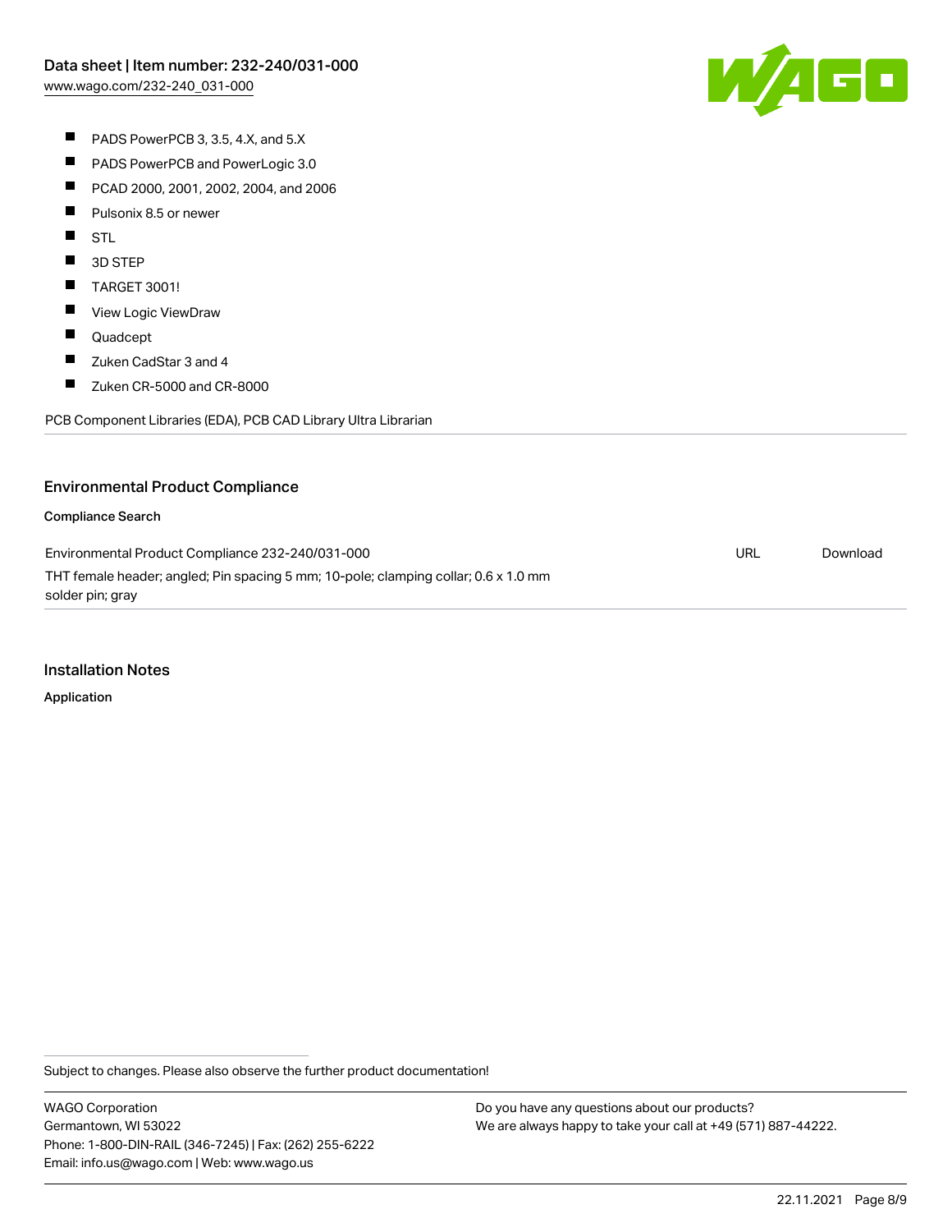- PADS PowerPCB 3, 3.5, 4.X, and 5.X
- PADS PowerPCB and PowerLogic 3.0
- PCAD 2000, 2001, 2002, 2004, and 2006
- Pulsonix 8.5 or newer
- STL
- 3D STEP
- TARGET 3001!
- View Logic ViewDraw
- Quadcept
- Zuken CadStar 3 and 4
- Zuken CR-5000 and CR-8000

PCB Component Libraries (EDA), PCB CAD Library Ultra Librarian

## Environmental Product Compliance

### Compliance Search

| | | |
|---|---|---|
| Environmental Product Compliance 232-240/031-000<br>THT female header; angled; Pin spacing 5 mm; 10-pole; clamping collar; 0.6 x 1.0 mm solder pin; gray | URL | Download |

## Installation Notes

### Application

Subject to changes. Please also observe the further product documentation!

WAGO Corporation
Germantown, WI 53022
Phone: 1-800-DIN-RAIL (346-7245) | Fax: (262) 255-6222
Email: info.us@wago.com | Web: www.wago.us

Do you have any questions about our products?
We are always happy to take your call at +49 (571) 887-44222.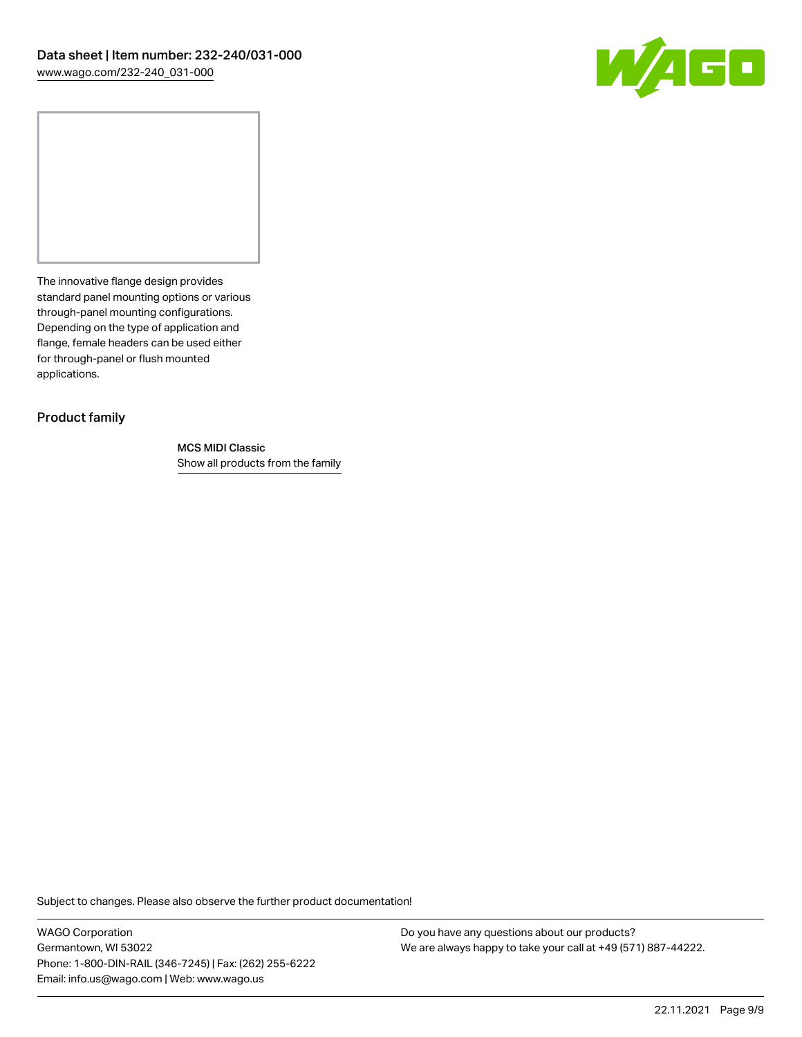The innovative flange design provides standard panel mounting options or various through-panel mounting configurations. Depending on the type of application and flange, female headers can be used either for through-panel or flush mounted applications.

## Product family

MCS MIDI Classic

Show all products from the family

Subject to changes. Please also observe the further product documentation!

WAGO Corporation
Germantown, WI 53022
Phone: 1-800-DIN-RAIL (346-7245) | Fax: (262) 255-6222
Email: info.us@wago.com | Web: www.wago.us

Do you have any questions about our products?
We are always happy to take your call at +49 (571) 887-44222.